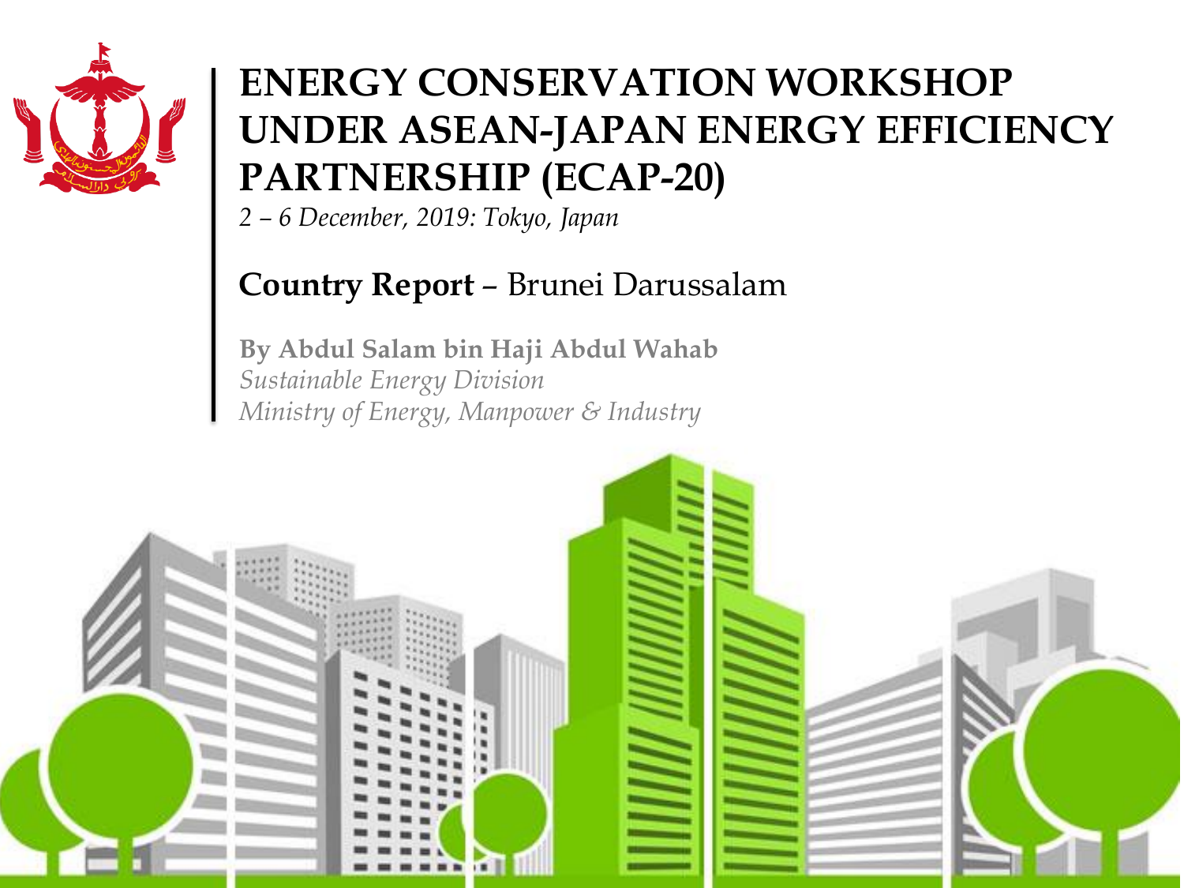# ENERGY CONSERVATION WORKSHOP UNDER ASEAN-JAPAN ENERGY EFFICIENCY PARTNERSHIP (ECAP-20)

*2 – 6 December, 2019: Tokyo, Japan*

**Country Report** – Brunei Darussalam

**By Abdul Salam bin Haji Abdul Wahab**

*Sustainable Energy Division*

*Ministry of Energy, Manpower & Industry*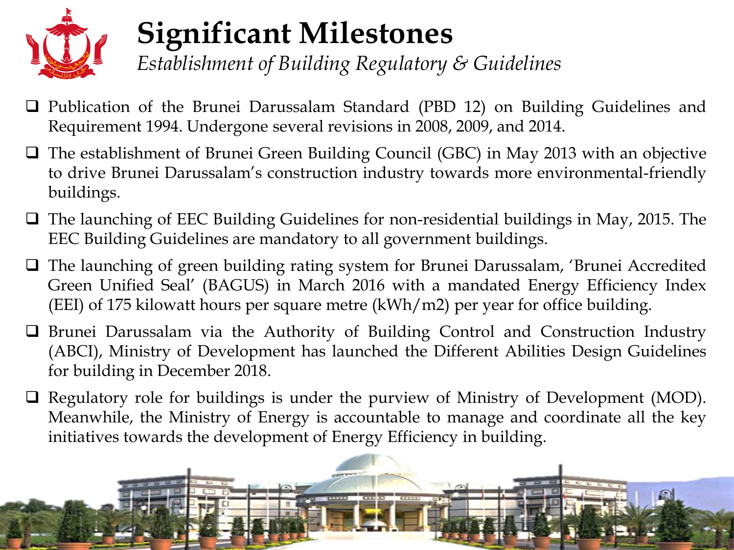# Significant Milestones

*Establishment of Building Regulatory & Guidelines*

- Publication of the Brunei Darussalam Standard (PBD 12) on Building Guidelines and Requirement 1994. Undergone several revisions in 2008, 2009, and 2014.
- The establishment of Brunei Green Building Council (GBC) in May 2013 with an objective to drive Brunei Darussalam's construction industry towards more environmental-friendly buildings.
- The launching of EEC Building Guidelines for non-residential buildings in May, 2015. The EEC Building Guidelines are mandatory to all government buildings.
- The launching of green building rating system for Brunei Darussalam, 'Brunei Accredited Green Unified Seal' (BAGUS) in March 2016 with a mandated Energy Efficiency Index (EEI) of 175 kilowatt hours per square metre (kWh/m2) per year for office building.
- Brunei Darussalam via the Authority of Building Control and Construction Industry (ABCI), Ministry of Development has launched the Different Abilities Design Guidelines for building in December 2018.
- Regulatory role for buildings is under the purview of Ministry of Development (MOD). Meanwhile, the Ministry of Energy is accountable to manage and coordinate all the key initiatives towards the development of Energy Efficiency in building.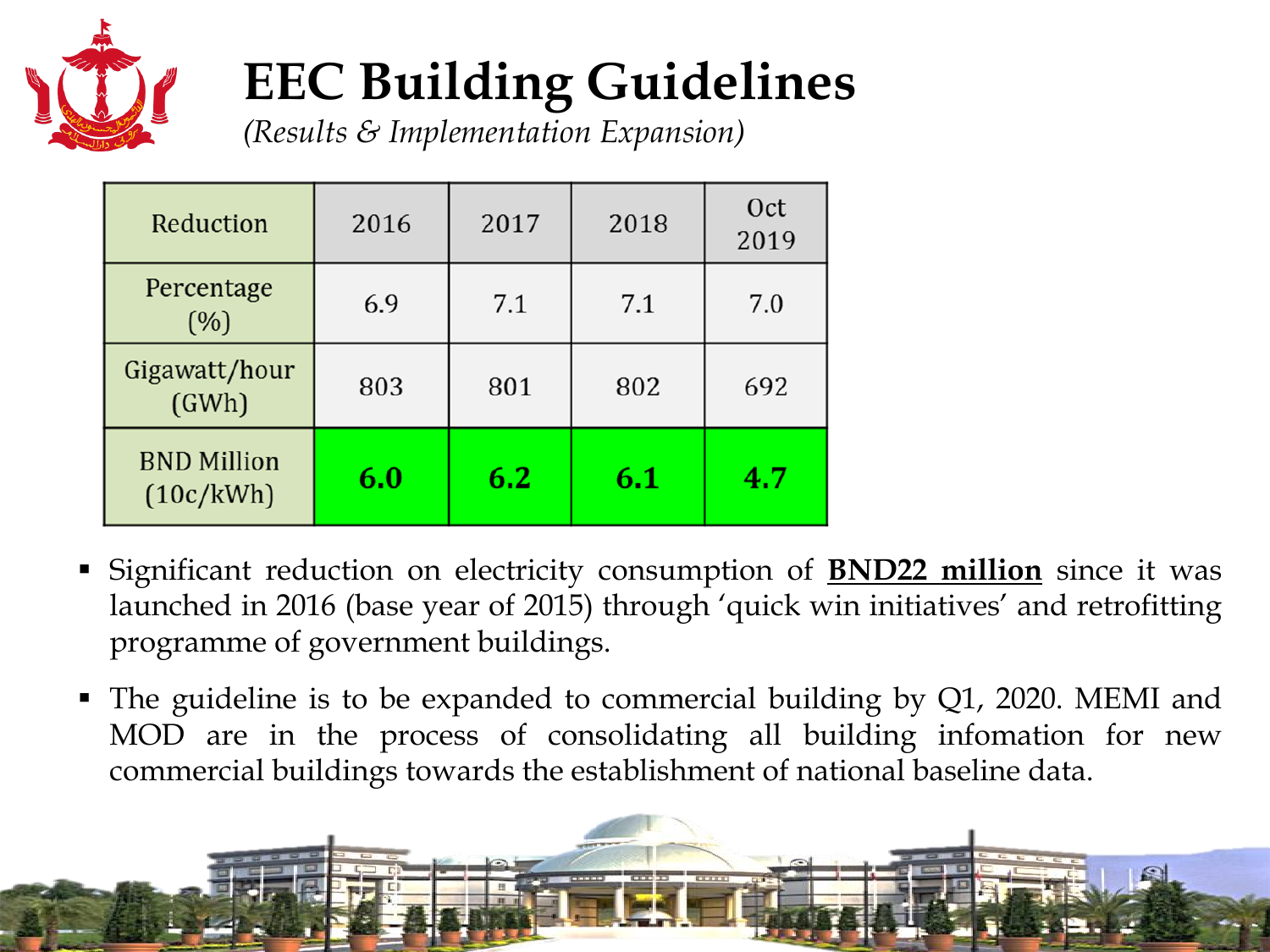# EEC Building Guidelines

*(Results & Implementation Expansion)*

| Reduction | 2016 | 2017 | 2018 | Oct 2019 |
|---|---|---|---|---|
| Percentage (%) | 6.9 | 7.1 | 7.1 | 7.0 |
| Gigawatt/hour (GWh) | 803 | 801 | 802 | 692 |
| BND Million (10c/kWh) | **6.0** | **6.2** | **6.1** | **4.7** |

- Significant reduction on electricity consumption of **BND22 million** since it was launched in 2016 (base year of 2015) through 'quick win initiatives' and retrofitting programme of government buildings.
- The guideline is to be expanded to commercial building by Q1, 2020. MEMI and MOD are in the process of consolidating all building infomation for new commercial buildings towards the establishment of national baseline data.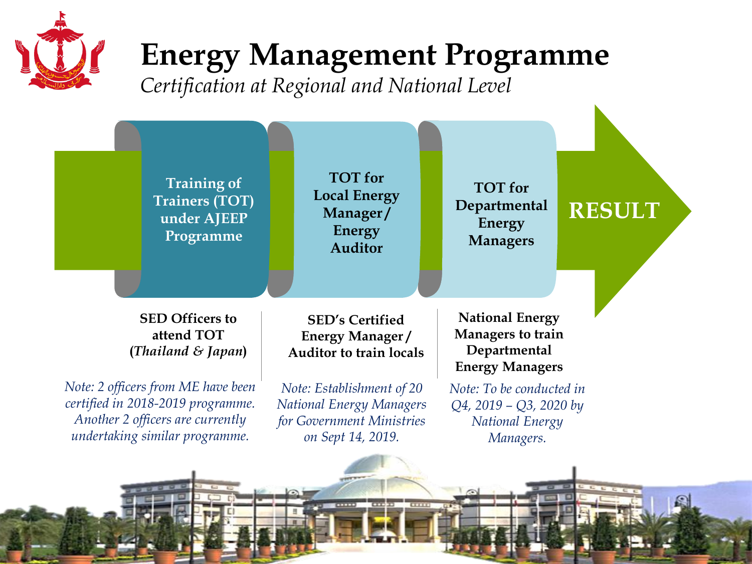# Energy Management Programme

*Certification at Regional and National Level*

**Training of Trainers (TOT) under AJEEP Programme** → **TOT for Local Energy Manager / Energy Auditor** → **TOT for Departmental Energy Managers** → **RESULT**

**SED Officers to attend TOT (*Thailand & Japan*)**

*Note: 2 officers from ME have been certified in 2018-2019 programme. Another 2 officers are currently undertaking similar programme.*

**SED's Certified Energy Manager / Auditor to train locals**

*Note: Establishment of 20 National Energy Managers for Government Ministries on Sept 14, 2019.*

**National Energy Managers to train Departmental Energy Managers**

*Note: To be conducted in Q4, 2019 – Q3, 2020 by National Energy Managers.*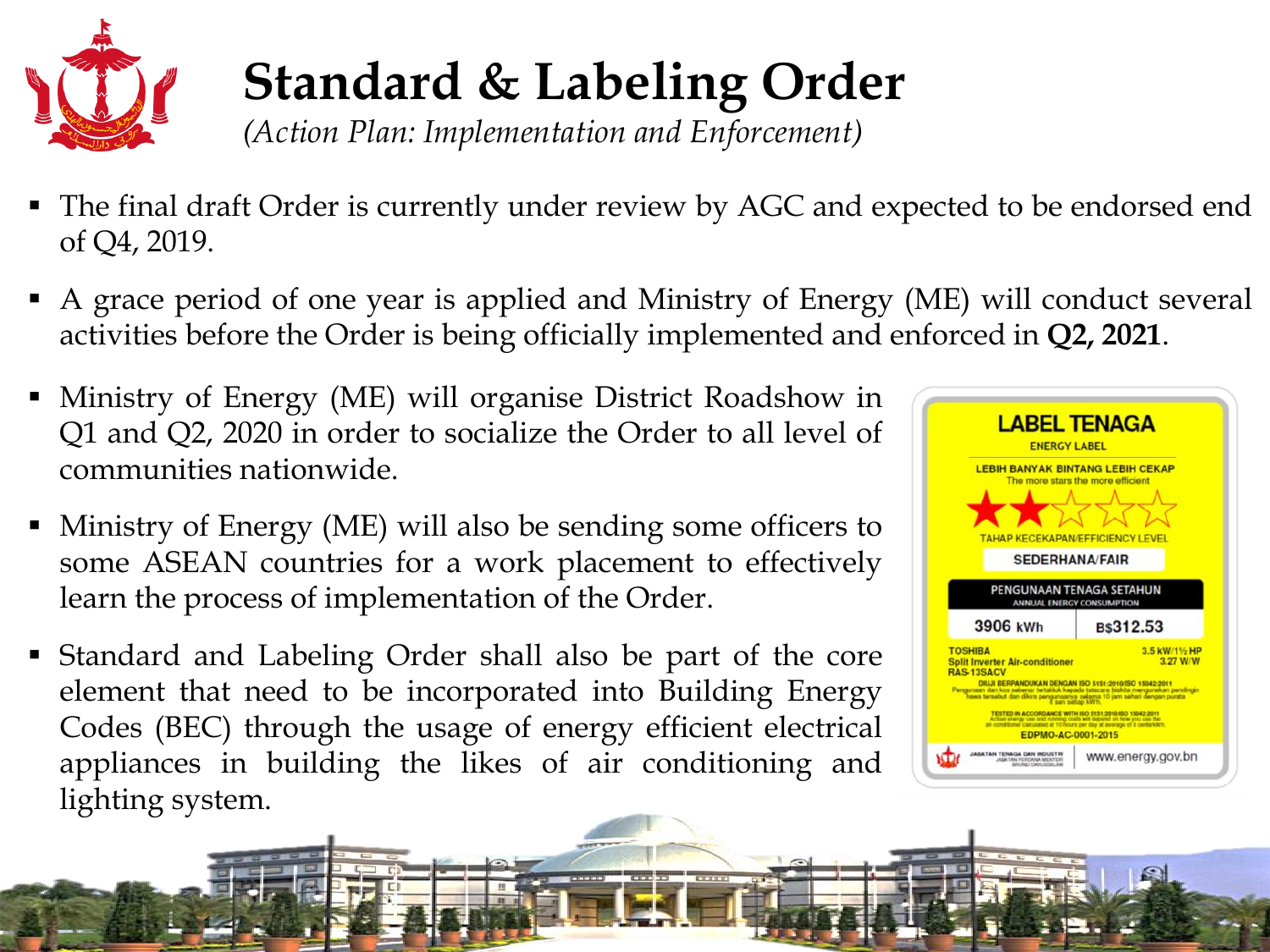# Standard & Labeling Order

*(Action Plan: Implementation and Enforcement)*

- The final draft Order is currently under review by AGC and expected to be endorsed end of Q4, 2019.
- A grace period of one year is applied and Ministry of Energy (ME) will conduct several activities before the Order is being officially implemented and enforced in **Q2, 2021**.
- Ministry of Energy (ME) will organise District Roadshow in Q1 and Q2, 2020 in order to socialize the Order to all level of communities nationwide.
- Ministry of Energy (ME) will also be sending some officers to some ASEAN countries for a work placement to effectively learn the process of implementation of the Order.
- Standard and Labeling Order shall also be part of the core element that need to be incorporated into Building Energy Codes (BEC) through the usage of energy efficient electrical appliances in building the likes of air conditioning and lighting system.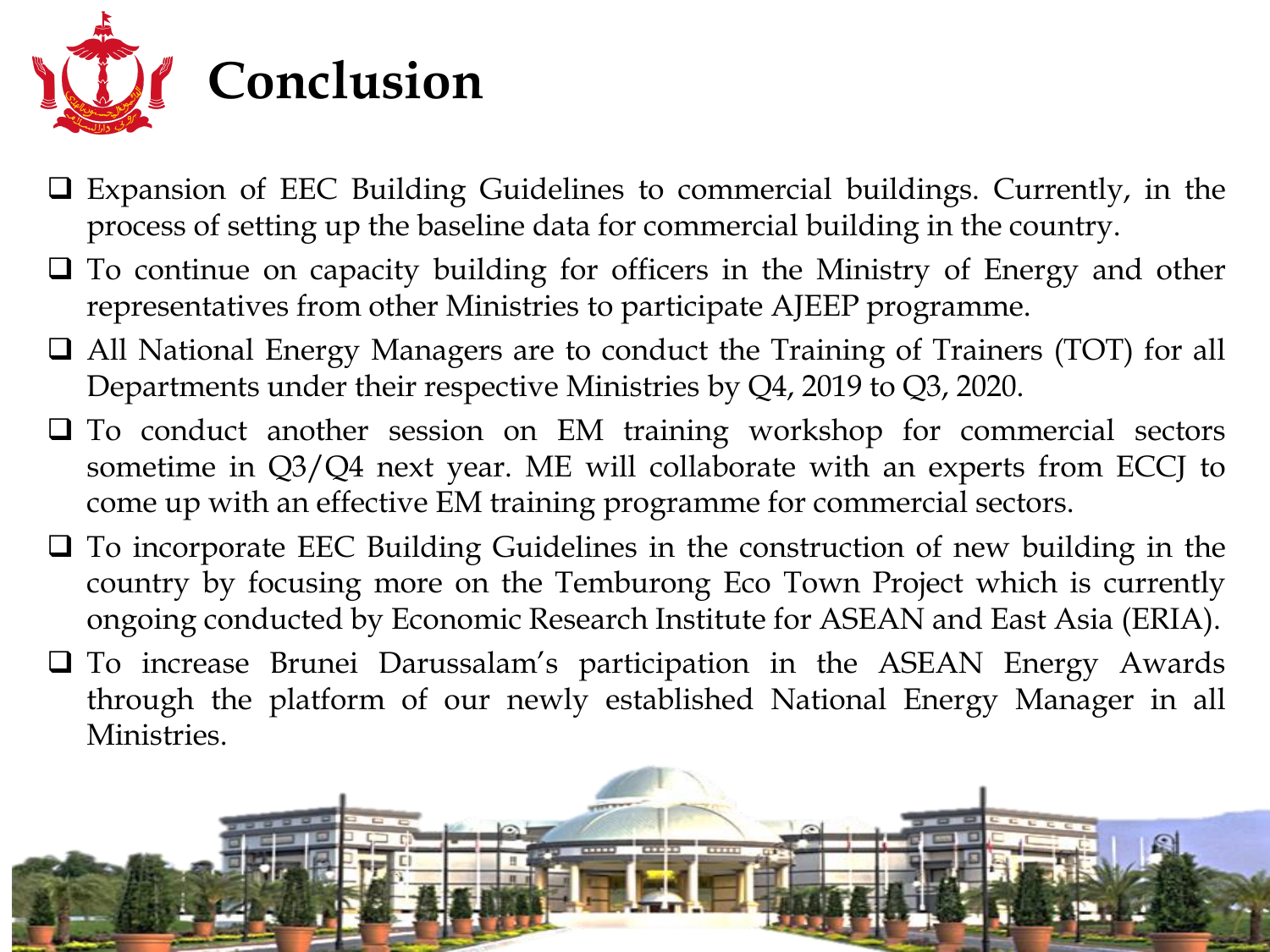# Conclusion

- Expansion of EEC Building Guidelines to commercial buildings. Currently, in the process of setting up the baseline data for commercial building in the country.
- To continue on capacity building for officers in the Ministry of Energy and other representatives from other Ministries to participate AJEEP programme.
- All National Energy Managers are to conduct the Training of Trainers (TOT) for all Departments under their respective Ministries by Q4, 2019 to Q3, 2020.
- To conduct another session on EM training workshop for commercial sectors sometime in Q3/Q4 next year. ME will collaborate with an experts from ECCJ to come up with an effective EM training programme for commercial sectors.
- To incorporate EEC Building Guidelines in the construction of new building in the country by focusing more on the Temburong Eco Town Project which is currently ongoing conducted by Economic Research Institute for ASEAN and East Asia (ERIA).
- To increase Brunei Darussalam's participation in the ASEAN Energy Awards through the platform of our newly established National Energy Manager in all Ministries.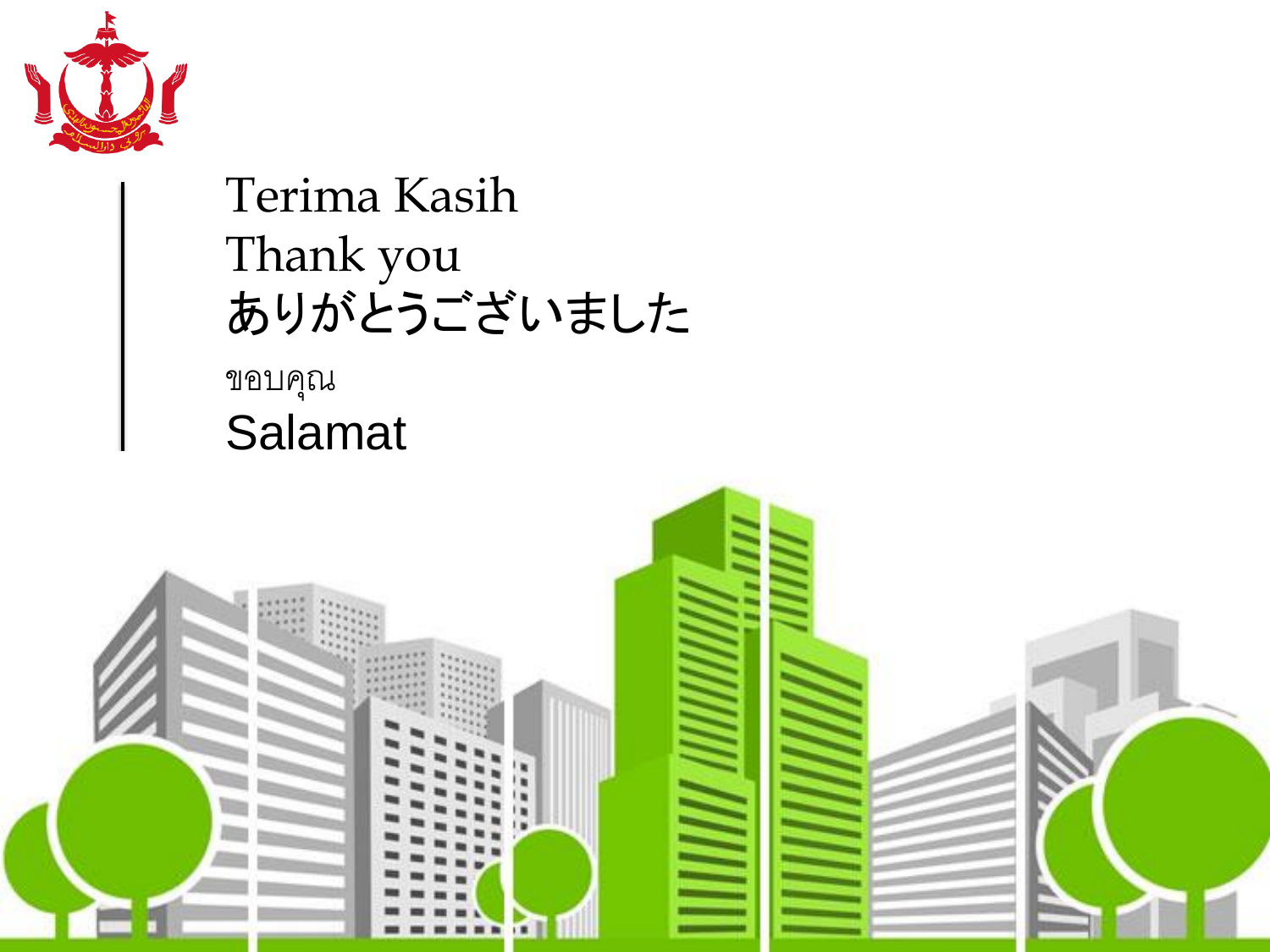Terima Kasih

Thank you

ありがとうございました

ขอบคุณ

Salamat